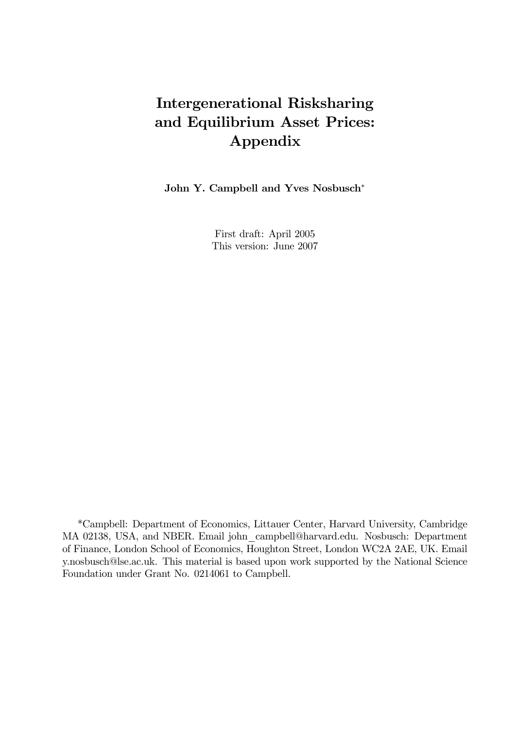# Intergenerational Risksharing and Equilibrium Asset Prices: Appendix

**John Y. Campbell and Yves Nosbusch***

First draft: April 2005
This version: June 2007

*Campbell: Department of Economics, Littauer Center, Harvard University, Cambridge MA 02138, USA, and NBER. Email john_campbell@harvard.edu. Nosbusch: Department of Finance, London School of Economics, Houghton Street, London WC2A 2AE, UK. Email y.nosbusch@lse.ac.uk. This material is based upon work supported by the National Science Foundation under Grant No. 0214061 to Campbell.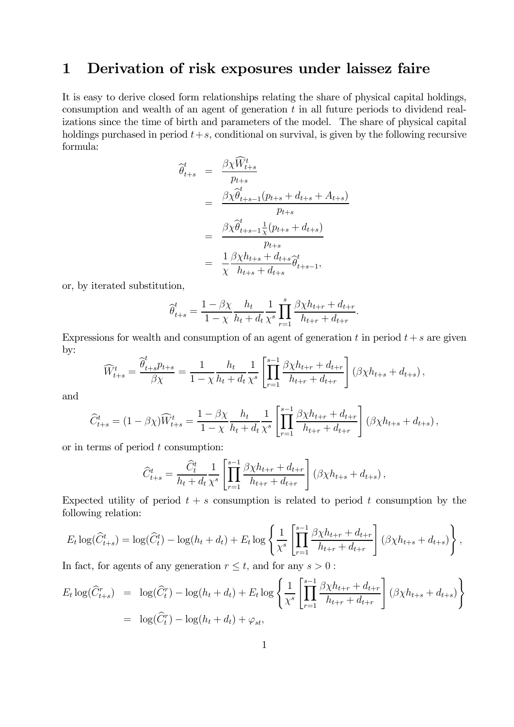# 1 Derivation of risk exposures under laissez faire

It is easy to derive closed form relationships relating the share of physical capital holdings, consumption and wealth of an agent of generation $t$ in all future periods to dividend realizations since the time of birth and parameters of the model. The share of physical capital holdings purchased in period $t+s$, conditional on survival, is given by the following recursive formula:

$$
\begin{aligned}
\widehat{\theta}^t_{t+s} &= \frac{\beta\chi\widehat{W}^t_{t+s}}{p_{t+s}} \\
&= \frac{\beta\chi\widehat{\theta}^t_{t+s-1}(p_{t+s}+d_{t+s}+A_{t+s})}{p_{t+s}} \\
&= \frac{\beta\chi\widehat{\theta}^t_{t+s-1}\frac{1}{\chi}(p_{t+s}+d_{t+s})}{p_{t+s}} \\
&= \frac{1}{\chi}\frac{\beta\chi h_{t+s}+d_{t+s}}{h_{t+s}+d_{t+s}}\widehat{\theta}^t_{t+s-1},
\end{aligned}
$$

or, by iterated substitution,

$$
\widehat{\theta}^t_{t+s} = \frac{1-\beta\chi}{1-\chi}\frac{h_t}{h_t+d_t}\frac{1}{\chi^s}\prod_{r=1}^{s}\frac{\beta\chi h_{t+r}+d_{t+r}}{h_{t+r}+d_{t+r}}.
$$

Expressions for wealth and consumption of an agent of generation $t$ in period $t+s$ are given by:

$$
\widehat{W}^t_{t+s} = \frac{\widehat{\theta}^t_{t+s}p_{t+s}}{\beta\chi} = \frac{1}{1-\chi}\frac{h_t}{h_t+d_t}\frac{1}{\chi^s}\left[\prod_{r=1}^{s-1}\frac{\beta\chi h_{t+r}+d_{t+r}}{h_{t+r}+d_{t+r}}\right](\beta\chi h_{t+s}+d_{t+s}),
$$

and

$$
\widehat{C}^t_{t+s} = (1-\beta\chi)\widehat{W}^t_{t+s} = \frac{1-\beta\chi}{1-\chi}\frac{h_t}{h_t+d_t}\frac{1}{\chi^s}\left[\prod_{r=1}^{s-1}\frac{\beta\chi h_{t+r}+d_{t+r}}{h_{t+r}+d_{t+r}}\right](\beta\chi h_{t+s}+d_{t+s}),
$$

or in terms of period $t$ consumption:

$$
\widehat{C}^t_{t+s} = \frac{\widehat{C}^t_t}{h_t+d_t}\frac{1}{\chi^s}\left[\prod_{r=1}^{s-1}\frac{\beta\chi h_{t+r}+d_{t+r}}{h_{t+r}+d_{t+r}}\right](\beta\chi h_{t+s}+d_{t+s}),
$$

Expected utility of period $t+s$ consumption is related to period $t$ consumption by the following relation:

$$
E_t\log(\widehat{C}^t_{t+s}) = \log(\widehat{C}^t_t) - \log(h_t+d_t) + E_t\log\left\{\frac{1}{\chi^s}\left[\prod_{r=1}^{s-1}\frac{\beta\chi h_{t+r}+d_{t+r}}{h_{t+r}+d_{t+r}}\right](\beta\chi h_{t+s}+d_{t+s})\right\},
$$

In fact, for agents of any generation $r\le t$, and for any $s>0$ :

$$
\begin{aligned}
E_t\log(\widehat{C}^r_{t+s}) &= \log(\widehat{C}^r_t) - \log(h_t+d_t) + E_t\log\left\{\frac{1}{\chi^s}\left[\prod_{r=1}^{s-1}\frac{\beta\chi h_{t+r}+d_{t+r}}{h_{t+r}+d_{t+r}}\right](\beta\chi h_{t+s}+d_{t+s})\right\} \\
&= \log(\widehat{C}^r_t) - \log(h_t+d_t) + \varphi_{st},
\end{aligned}
$$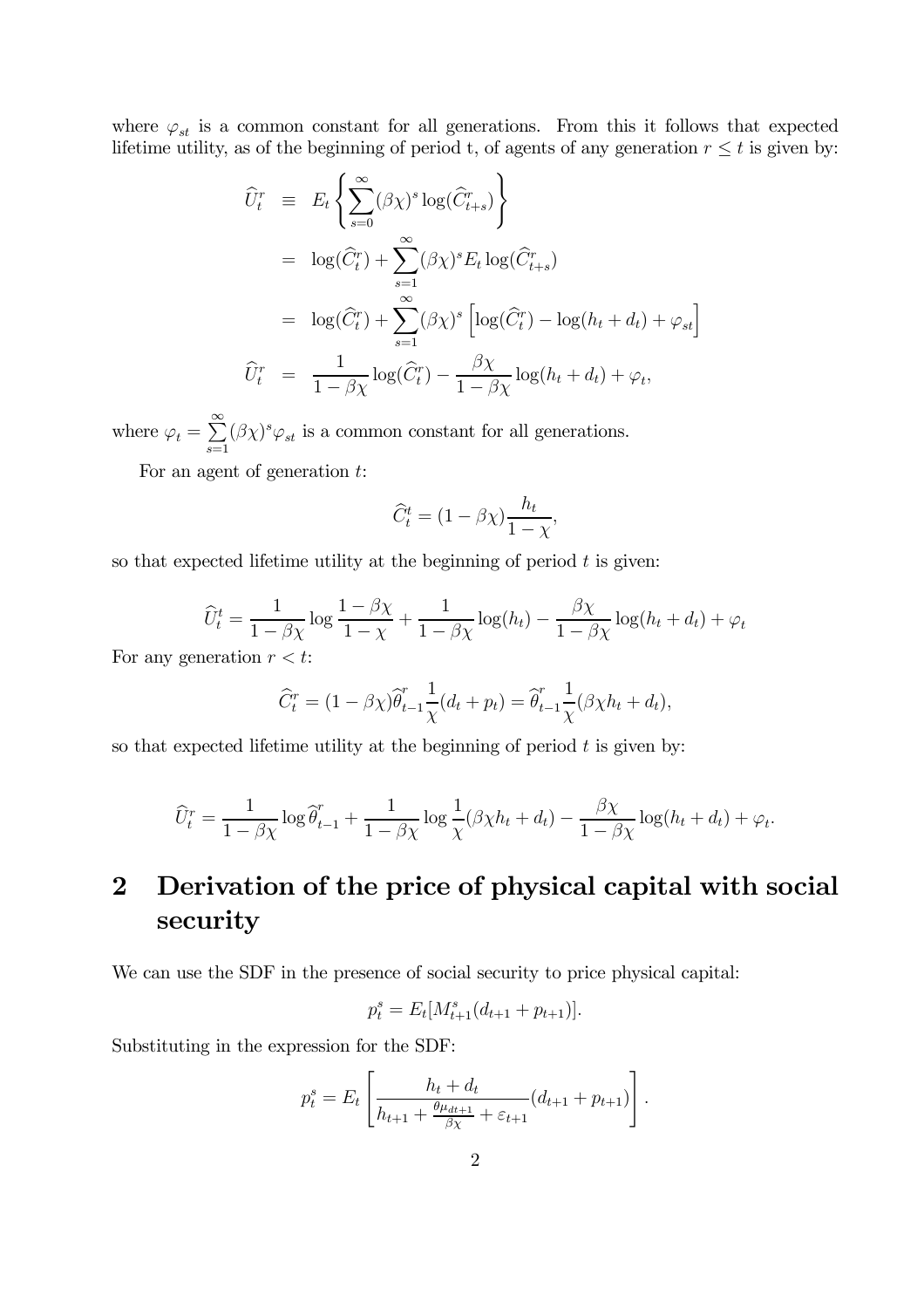where $\varphi_{st}$ is a common constant for all generations. From this it follows that expected lifetime utility, as of the beginning of period t, of agents of any generation $r \leq t$ is given by:

$$
\begin{aligned}
\widehat{U}_t^r &\equiv E_t \left\{ \sum_{s=0}^{\infty} (\beta\chi)^s \log(\widehat{C}_{t+s}^r) \right\} \\
&= \log(\widehat{C}_t^r) + \sum_{s=1}^{\infty} (\beta\chi)^s E_t \log(\widehat{C}_{t+s}^r) \\
&= \log(\widehat{C}_t^r) + \sum_{s=1}^{\infty} (\beta\chi)^s \left[ \log(\widehat{C}_t^r) - \log(h_t + d_t) + \varphi_{st} \right] \\
\widehat{U}_t^r &= \frac{1}{1-\beta\chi} \log(\widehat{C}_t^r) - \frac{\beta\chi}{1-\beta\chi} \log(h_t + d_t) + \varphi_t,
\end{aligned}
$$

where $\varphi_t = \sum_{s=1}^{\infty} (\beta\chi)^s \varphi_{st}$ is a common constant for all generations.

For an agent of generation $t$:

$$
\widehat{C}_t^t = (1-\beta\chi) \frac{h_t}{1-\chi},
$$

so that expected lifetime utility at the beginning of period $t$ is given:

$$
\widehat{U}_t^t = \frac{1}{1-\beta\chi} \log \frac{1-\beta\chi}{1-\chi} + \frac{1}{1-\beta\chi} \log(h_t) - \frac{\beta\chi}{1-\beta\chi} \log(h_t + d_t) + \varphi_t
$$

For any generation $r < t$:

$$
\widehat{C}_t^r = (1-\beta\chi) \widehat{\theta}_{t-1}^r \frac{1}{\chi} (d_t + p_t) = \widehat{\theta}_{t-1}^r \frac{1}{\chi} (\beta\chi h_t + d_t),
$$

so that expected lifetime utility at the beginning of period $t$ is given by:

$$
\widehat{U}_t^r = \frac{1}{1-\beta\chi} \log \widehat{\theta}_{t-1}^r + \frac{1}{1-\beta\chi} \log \frac{1}{\chi} (\beta\chi h_t + d_t) - \frac{\beta\chi}{1-\beta\chi} \log(h_t + d_t) + \varphi_t.
$$

# 2 Derivation of the price of physical capital with social security

We can use the SDF in the presence of social security to price physical capital:

$$
p_t^s = E_t[M_{t+1}^s (d_{t+1} + p_{t+1})].
$$

Substituting in the expression for the SDF:

$$
p_t^s = E_t \left[ \frac{h_t + d_t}{h_{t+1} + \frac{\theta\mu_{dt+1}}{\beta\chi} + \varepsilon_{t+1}} (d_{t+1} + p_{t+1}) \right].
$$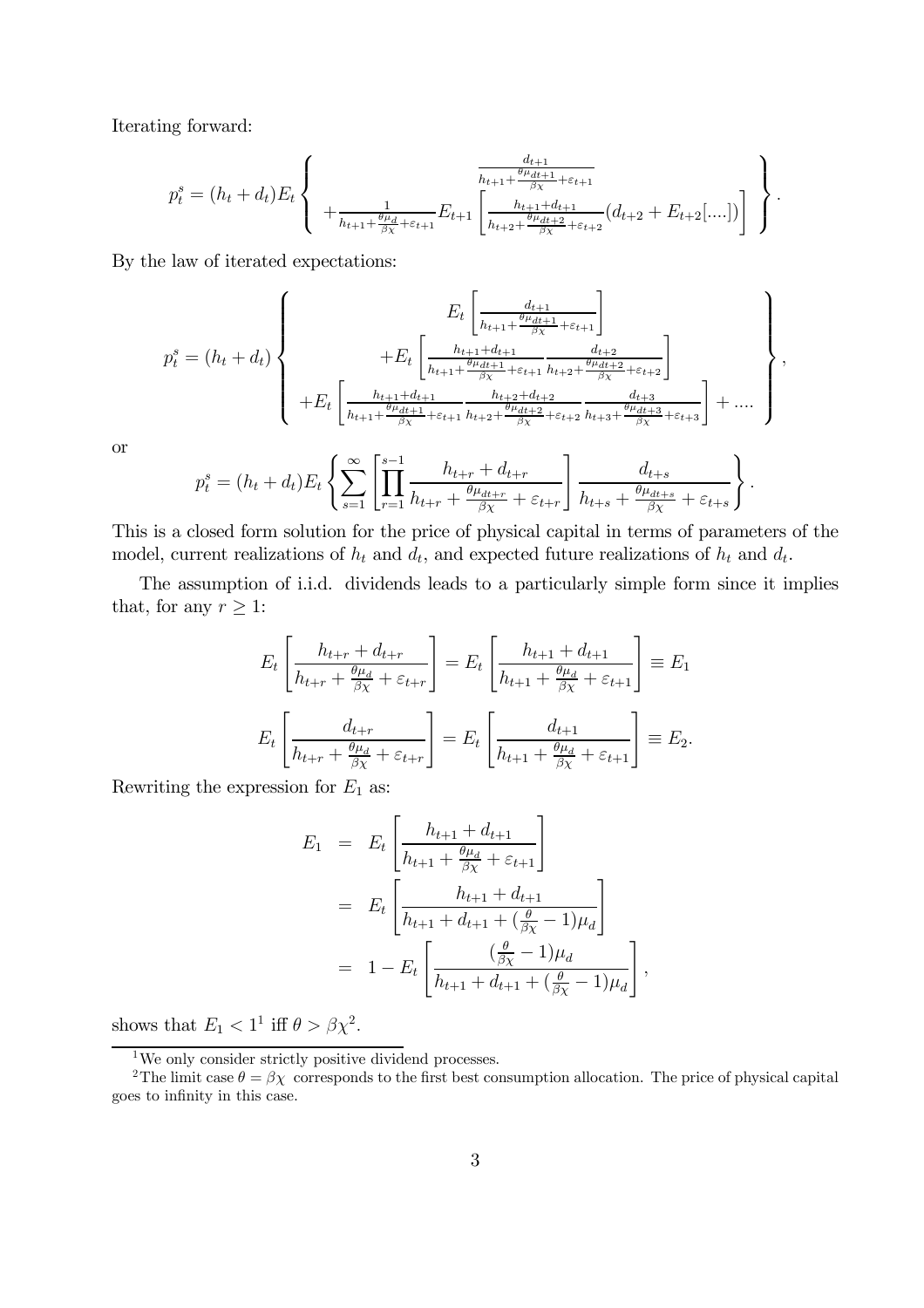Iterating forward:

$$p_t^s = (h_t + d_t) E_t \left\{ \begin{array}{c} \frac{d_{t+1}}{h_{t+1} + \frac{\theta \mu_{dt+1}}{\beta \chi} + \varepsilon_{t+1}} \\ + \frac{1}{h_{t+1} + \frac{\theta \mu_d}{\beta \chi} + \varepsilon_{t+1}} E_{t+1} \left[ \frac{h_{t+1} + d_{t+1}}{h_{t+2} + \frac{\theta \mu_{dt+2}}{\beta \chi} + \varepsilon_{t+2}} (d_{t+2} + E_{t+2}[....]) \right] \end{array} \right\}.$$

By the law of iterated expectations:

$$p_t^s = (h_t + d_t) \left\{ \begin{array}{c} E_t \left[ \frac{d_{t+1}}{h_{t+1} + \frac{\theta \mu_{dt+1}}{\beta \chi} + \varepsilon_{t+1}} \right] \\ + E_t \left[ \frac{h_{t+1} + d_{t+1}}{h_{t+1} + \frac{\theta \mu_{dt+1}}{\beta \chi} + \varepsilon_{t+1}} \frac{d_{t+2}}{h_{t+2} + \frac{\theta \mu_{dt+2}}{\beta \chi} + \varepsilon_{t+2}} \right] \\ + E_t \left[ \frac{h_{t+1} + d_{t+1}}{h_{t+1} + \frac{\theta \mu_{dt+1}}{\beta \chi} + \varepsilon_{t+1}} \frac{h_{t+2} + d_{t+2}}{h_{t+2} + \frac{\theta \mu_{dt+2}}{\beta \chi} + \varepsilon_{t+2}} \frac{d_{t+3}}{h_{t+3} + \frac{\theta \mu_{dt+3}}{\beta \chi} + \varepsilon_{t+3}} \right] + .... \end{array} \right\},$$

or

$$p_t^s = (h_t + d_t) E_t \left\{ \sum_{s=1}^{\infty} \left[ \prod_{r=1}^{s-1} \frac{h_{t+r} + d_{t+r}}{h_{t+r} + \frac{\theta \mu_{dt+r}}{\beta \chi} + \varepsilon_{t+r}} \right] \frac{d_{t+s}}{h_{t+s} + \frac{\theta \mu_{dt+s}}{\beta \chi} + \varepsilon_{t+s}} \right\}.$$

This is a closed form solution for the price of physical capital in terms of parameters of the model, current realizations of $h_t$ and $d_t$, and expected future realizations of $h_t$ and $d_t$.

The assumption of i.i.d. dividends leads to a particularly simple form since it implies that, for any $r \geq 1$:

$$E_t \left[ \frac{h_{t+r} + d_{t+r}}{h_{t+r} + \frac{\theta \mu_d}{\beta \chi} + \varepsilon_{t+r}} \right] = E_t \left[ \frac{h_{t+1} + d_{t+1}}{h_{t+1} + \frac{\theta \mu_d}{\beta \chi} + \varepsilon_{t+1}} \right] \equiv E_1$$

$$E_t \left[ \frac{d_{t+r}}{h_{t+r} + \frac{\theta \mu_d}{\beta \chi} + \varepsilon_{t+r}} \right] = E_t \left[ \frac{d_{t+1}}{h_{t+1} + \frac{\theta \mu_d}{\beta \chi} + \varepsilon_{t+1}} \right] \equiv E_2.$$

Rewriting the expression for $E_1$ as:

$$\begin{aligned} E_1 &= E_t \left[ \frac{h_{t+1} + d_{t+1}}{h_{t+1} + \frac{\theta \mu_d}{\beta \chi} + \varepsilon_{t+1}} \right] \\ &= E_t \left[ \frac{h_{t+1} + d_{t+1}}{h_{t+1} + d_{t+1} + (\frac{\theta}{\beta \chi} - 1) \mu_d} \right] \\ &= 1 - E_t \left[ \frac{(\frac{\theta}{\beta \chi} - 1) \mu_d}{h_{t+1} + d_{t+1} + (\frac{\theta}{\beta \chi} - 1) \mu_d} \right], \end{aligned}$$

shows that $E_1 < 1$[1] iff $\theta > \beta \chi$[2].

---

[1] We only consider strictly positive dividend processes.

[2] The limit case $\theta = \beta \chi$ corresponds to the first best consumption allocation. The price of physical capital goes to infinity in this case.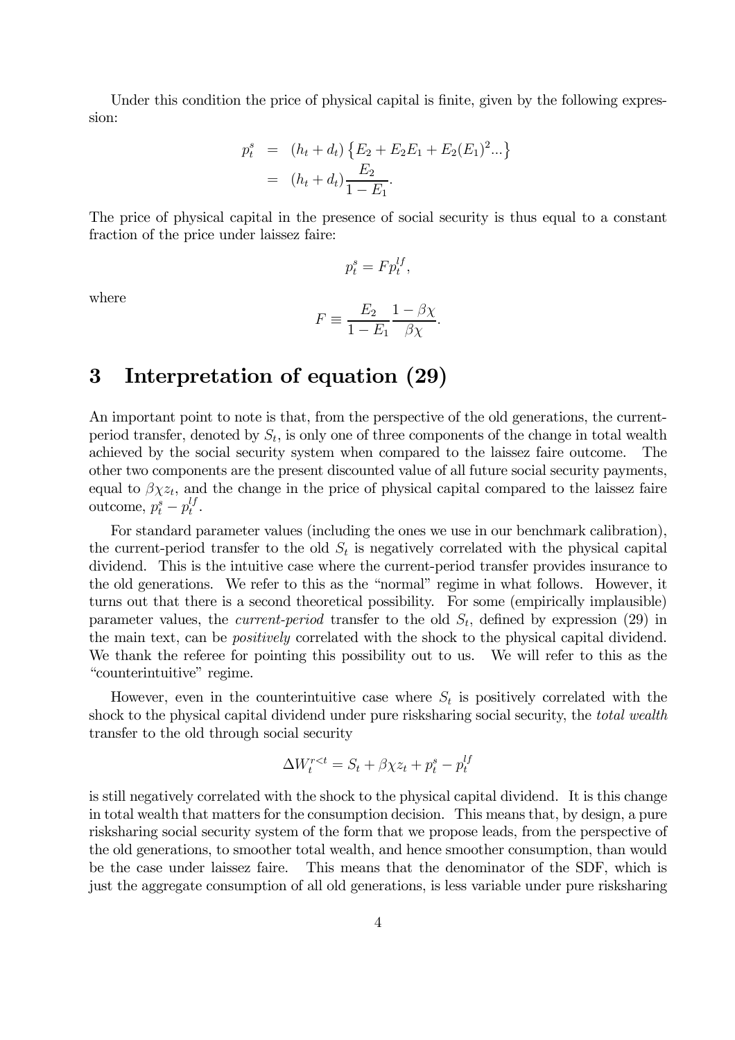Under this condition the price of physical capital is finite, given by the following expression:

$$
\begin{aligned}
p_t^s &= (h_t + d_t)\left\{E_2 + E_2 E_1 + E_2 (E_1)^2 ...\right\} \\
&= (h_t + d_t)\frac{E_2}{1 - E_1}.
\end{aligned}
$$

The price of physical capital in the presence of social security is thus equal to a constant fraction of the price under laissez faire:

$$
p_t^s = F p_t^{lf},
$$

where

$$
F \equiv \frac{E_2}{1 - E_1}\frac{1 - \beta\chi}{\beta\chi}.
$$

# 3 Interpretation of equation (29)

An important point to note is that, from the perspective of the old generations, the current-period transfer, denoted by $S_t$, is only one of three components of the change in total wealth achieved by the social security system when compared to the laissez faire outcome. The other two components are the present discounted value of all future social security payments, equal to $\beta\chi z_t$, and the change in the price of physical capital compared to the laissez faire outcome, $p_t^s - p_t^{lf}$.

For standard parameter values (including the ones we use in our benchmark calibration), the current-period transfer to the old $S_t$ is negatively correlated with the physical capital dividend. This is the intuitive case where the current-period transfer provides insurance to the old generations. We refer to this as the "normal" regime in what follows. However, it turns out that there is a second theoretical possibility. For some (empirically implausible) parameter values, the *current-period* transfer to the old $S_t$, defined by expression (29) in the main text, can be *positively* correlated with the shock to the physical capital dividend. We thank the referee for pointing this possibility out to us. We will refer to this as the "counterintuitive" regime.

However, even in the counterintuitive case where $S_t$ is positively correlated with the shock to the physical capital dividend under pure risksharing social security, the *total wealth* transfer to the old through social security

$$
\Delta W_t^{r<t} = S_t + \beta\chi z_t + p_t^s - p_t^{lf}
$$

is still negatively correlated with the shock to the physical capital dividend. It is this change in total wealth that matters for the consumption decision. This means that, by design, a pure risksharing social security system of the form that we propose leads, from the perspective of the old generations, to smoother total wealth, and hence smoother consumption, than would be the case under laissez faire. This means that the denominator of the SDF, which is just the aggregate consumption of all old generations, is less variable under pure risksharing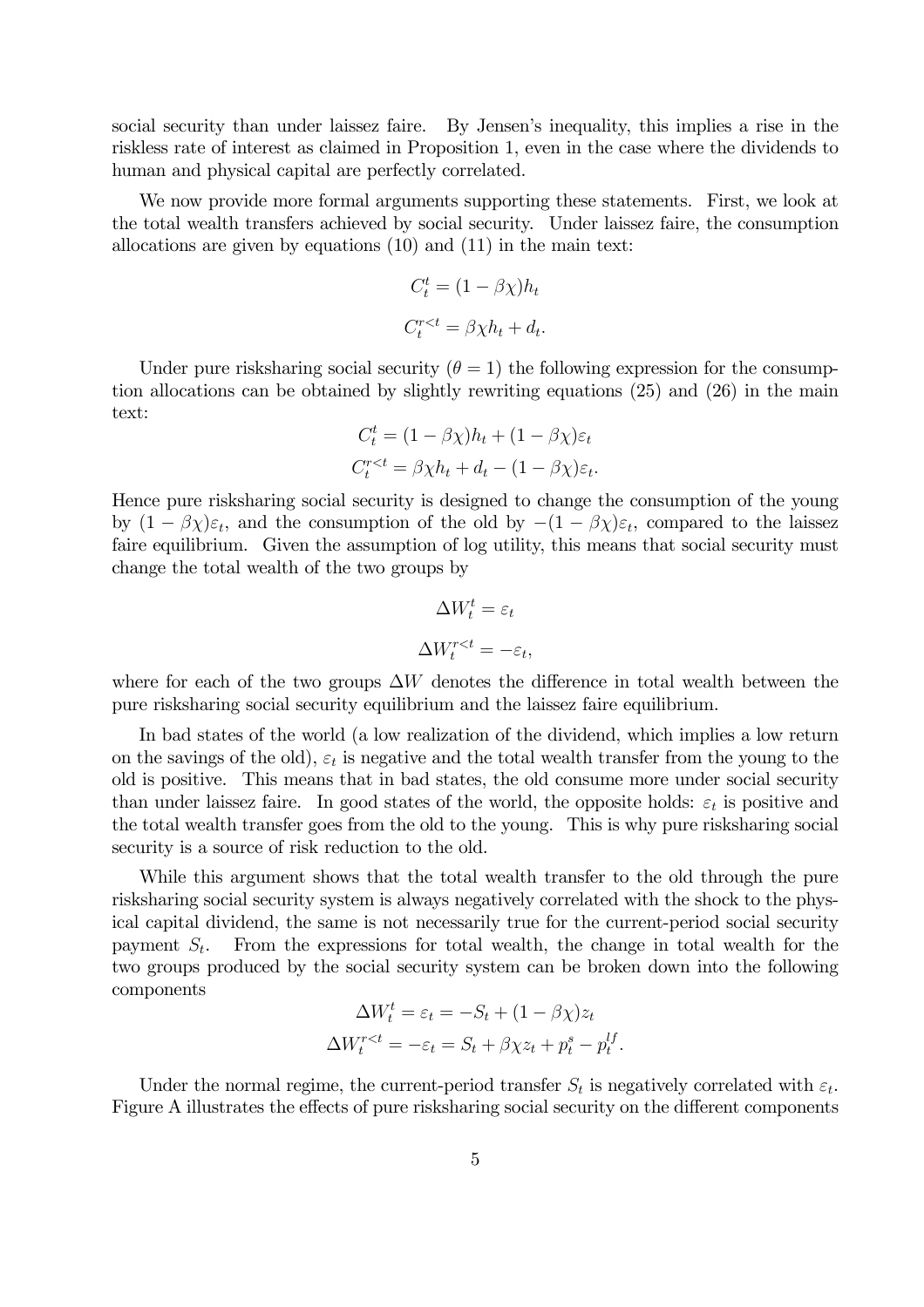social security than under laissez faire. By Jensen's inequality, this implies a rise in the riskless rate of interest as claimed in Proposition 1, even in the case where the dividends to human and physical capital are perfectly correlated.

We now provide more formal arguments supporting these statements. First, we look at the total wealth transfers achieved by social security. Under laissez faire, the consumption allocations are given by equations (10) and (11) in the main text:

$$C_t^t = (1-\beta\chi)h_t$$

$$C_t^{r<t} = \beta\chi h_t + d_t.$$

Under pure risksharing social security ($\theta = 1$) the following expression for the consumption allocations can be obtained by slightly rewriting equations (25) and (26) in the main text:

$$C_t^t = (1-\beta\chi)h_t + (1-\beta\chi)\varepsilon_t$$

$$C_t^{r<t} = \beta\chi h_t + d_t - (1-\beta\chi)\varepsilon_t.$$

Hence pure risksharing social security is designed to change the consumption of the young by $(1-\beta\chi)\varepsilon_t$, and the consumption of the old by $-(1-\beta\chi)\varepsilon_t$, compared to the laissez faire equilibrium. Given the assumption of log utility, this means that social security must change the total wealth of the two groups by

$$\Delta W_t^t = \varepsilon_t$$

$$\Delta W_t^{r<t} = -\varepsilon_t,$$

where for each of the two groups $\Delta W$ denotes the difference in total wealth between the pure risksharing social security equilibrium and the laissez faire equilibrium.

In bad states of the world (a low realization of the dividend, which implies a low return on the savings of the old), $\varepsilon_t$ is negative and the total wealth transfer from the young to the old is positive. This means that in bad states, the old consume more under social security than under laissez faire. In good states of the world, the opposite holds: $\varepsilon_t$ is positive and the total wealth transfer goes from the old to the young. This is why pure risksharing social security is a source of risk reduction to the old.

While this argument shows that the total wealth transfer to the old through the pure risksharing social security system is always negatively correlated with the shock to the physical capital dividend, the same is not necessarily true for the current-period social security payment $S_t$. From the expressions for total wealth, the change in total wealth for the two groups produced by the social security system can be broken down into the following components

$$\Delta W_t^t = \varepsilon_t = -S_t + (1-\beta\chi)z_t$$

$$\Delta W_t^{r<t} = -\varepsilon_t = S_t + \beta\chi z_t + p_t^s - p_t^{lf}.$$

Under the normal regime, the current-period transfer $S_t$ is negatively correlated with $\varepsilon_t$. Figure A illustrates the effects of pure risksharing social security on the different components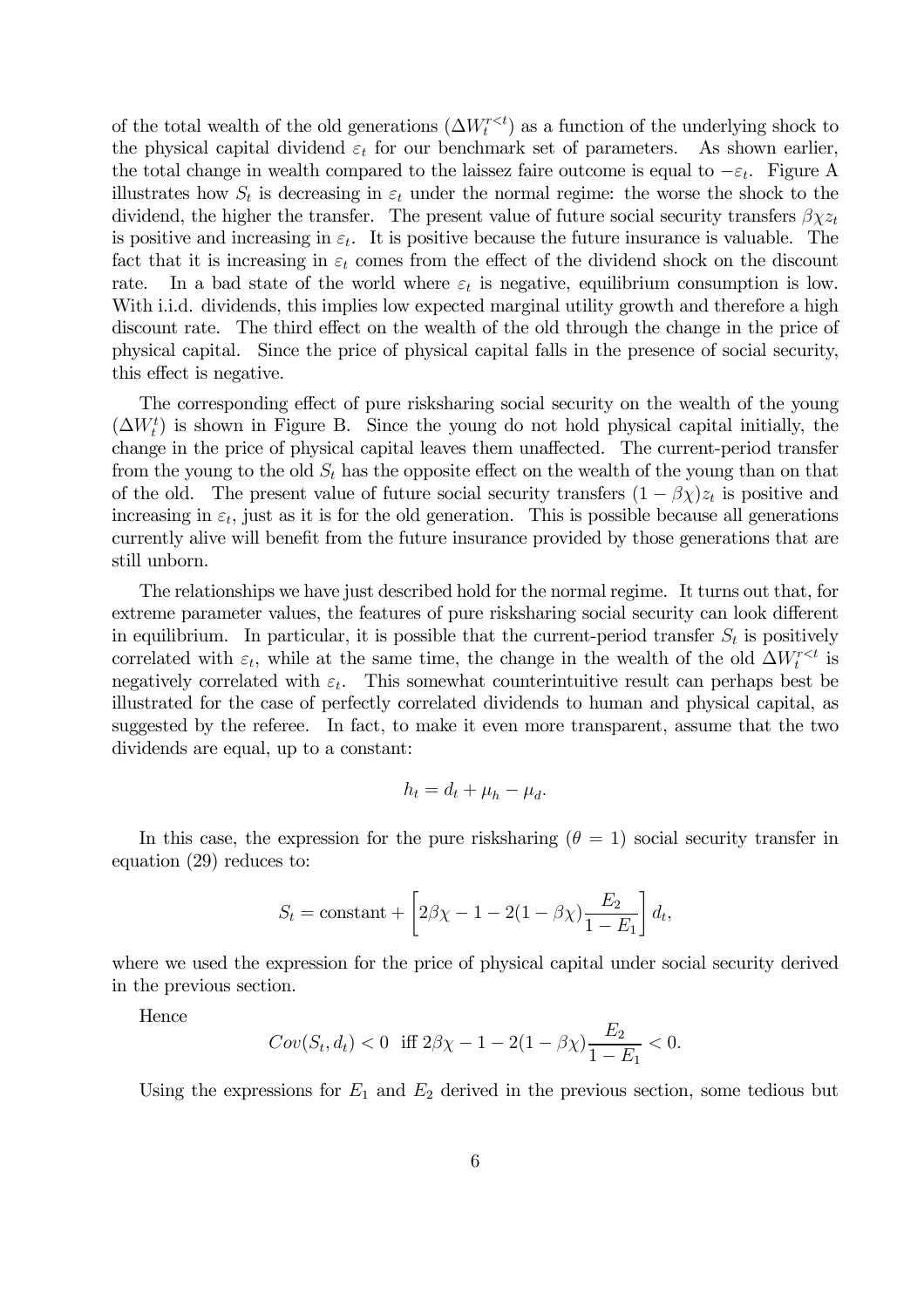of the total wealth of the old generations ($\Delta W_t^{r<t}$) as a function of the underlying shock to the physical capital dividend $\varepsilon_t$ for our benchmark set of parameters. As shown earlier, the total change in wealth compared to the laissez faire outcome is equal to $-\varepsilon_t$. Figure A illustrates how $S_t$ is decreasing in $\varepsilon_t$ under the normal regime: the worse the shock to the dividend, the higher the transfer. The present value of future social security transfers $\beta\chi z_t$ is positive and increasing in $\varepsilon_t$. It is positive because the future insurance is valuable. The fact that it is increasing in $\varepsilon_t$ comes from the effect of the dividend shock on the discount rate. In a bad state of the world where $\varepsilon_t$ is negative, equilibrium consumption is low. With i.i.d. dividends, this implies low expected marginal utility growth and therefore a high discount rate. The third effect on the wealth of the old through the change in the price of physical capital. Since the price of physical capital falls in the presence of social security, this effect is negative.

The corresponding effect of pure risksharing social security on the wealth of the young ($\Delta W_t^t$) is shown in Figure B. Since the young do not hold physical capital initially, the change in the price of physical capital leaves them unaffected. The current-period transfer from the young to the old $S_t$ has the opposite effect on the wealth of the young than on that of the old. The present value of future social security transfers $(1 - \beta\chi)z_t$ is positive and increasing in $\varepsilon_t$, just as it is for the old generation. This is possible because all generations currently alive will benefit from the future insurance provided by those generations that are still unborn.

The relationships we have just described hold for the normal regime. It turns out that, for extreme parameter values, the features of pure risksharing social security can look different in equilibrium. In particular, it is possible that the current-period transfer $S_t$ is positively correlated with $\varepsilon_t$, while at the same time, the change in the wealth of the old $\Delta W_t^{r<t}$ is negatively correlated with $\varepsilon_t$. This somewhat counterintuitive result can perhaps best be illustrated for the case of perfectly correlated dividends to human and physical capital, as suggested by the referee. In fact, to make it even more transparent, assume that the two dividends are equal, up to a constant:

$$h_t = d_t + \mu_h - \mu_d.$$

In this case, the expression for the pure risksharing ($\theta = 1$) social security transfer in equation (29) reduces to:

$$S_t = \text{constant} + \left[2\beta\chi - 1 - 2(1 - \beta\chi)\frac{E_2}{1 - E_1}\right] d_t,$$

where we used the expression for the price of physical capital under social security derived in the previous section.

Hence

$$Cov(S_t, d_t) < 0 \ \text{ iff } 2\beta\chi - 1 - 2(1 - \beta\chi)\frac{E_2}{1 - E_1} < 0.$$

Using the expressions for $E_1$ and $E_2$ derived in the previous section, some tedious but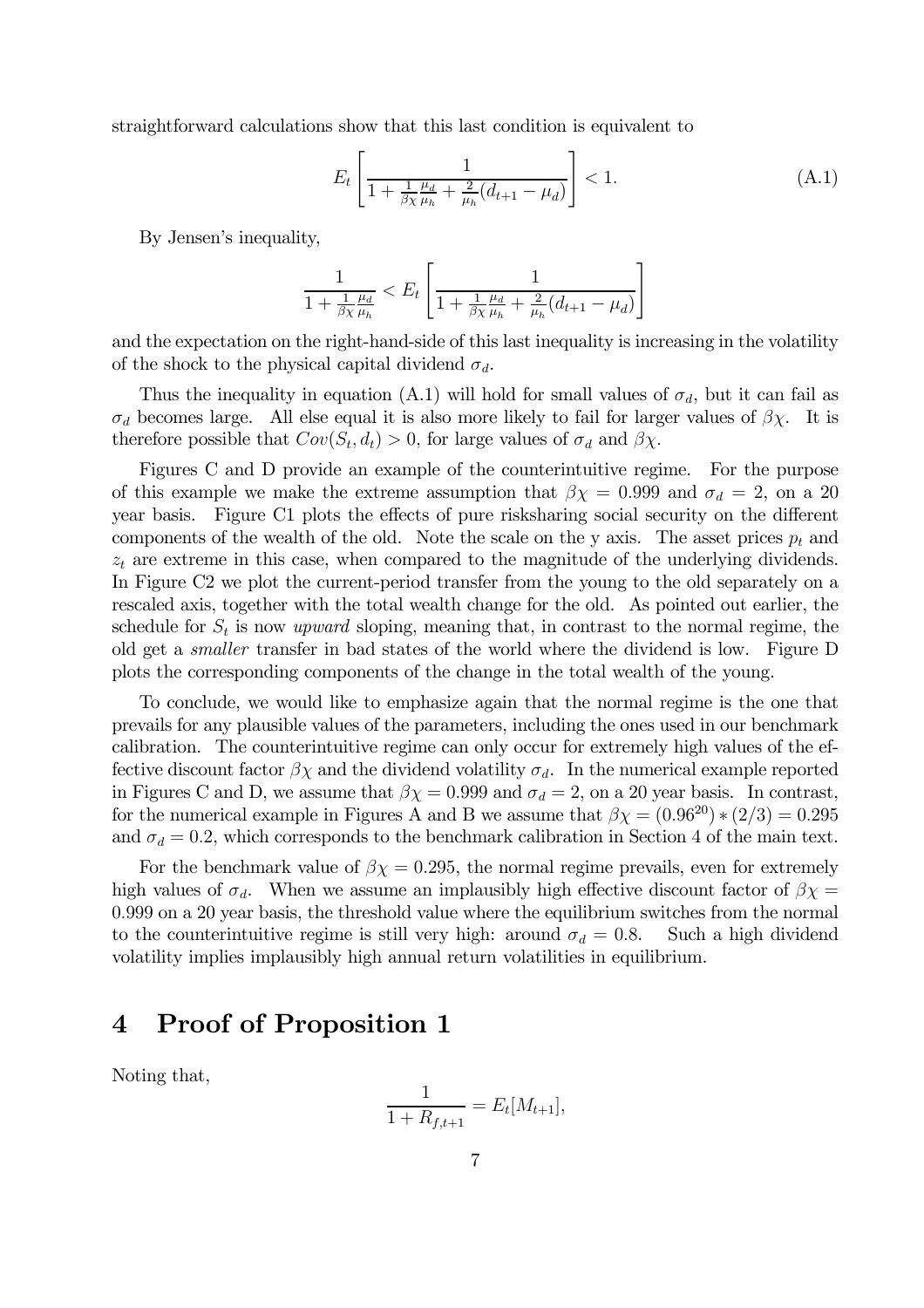straightforward calculations show that this last condition is equivalent to

$$E_t \left[ \frac{1}{1 + \frac{1}{\beta \chi} \frac{\mu_d}{\mu_h} + \frac{2}{\mu_h} (d_{t+1} - \mu_d)} \right] < 1. \tag{A.1}$$

By Jensen's inequality,

$$\frac{1}{1 + \frac{1}{\beta \chi} \frac{\mu_d}{\mu_h}} < E_t \left[ \frac{1}{1 + \frac{1}{\beta \chi} \frac{\mu_d}{\mu_h} + \frac{2}{\mu_h} (d_{t+1} - \mu_d)} \right]$$

and the expectation on the right-hand-side of this last inequality is increasing in the volatility of the shock to the physical capital dividend $\sigma_d$.

Thus the inequality in equation (A.1) will hold for small values of $\sigma_d$, but it can fail as $\sigma_d$ becomes large. All else equal it is also more likely to fail for larger values of $\beta \chi$. It is therefore possible that $Cov(S_t, d_t) > 0$, for large values of $\sigma_d$ and $\beta \chi$.

Figures C and D provide an example of the counterintuitive regime. For the purpose of this example we make the extreme assumption that $\beta \chi = 0.999$ and $\sigma_d = 2$, on a 20 year basis. Figure C1 plots the effects of pure risksharing social security on the different components of the wealth of the old. Note the scale on the y axis. The asset prices $p_t$ and $z_t$ are extreme in this case, when compared to the magnitude of the underlying dividends. In Figure C2 we plot the current-period transfer from the young to the old separately on a rescaled axis, together with the total wealth change for the old. As pointed out earlier, the schedule for $S_t$ is now *upward* sloping, meaning that, in contrast to the normal regime, the old get a *smaller* transfer in bad states of the world where the dividend is low. Figure D plots the corresponding components of the change in the total wealth of the young.

To conclude, we would like to emphasize again that the normal regime is the one that prevails for any plausible values of the parameters, including the ones used in our benchmark calibration. The counterintuitive regime can only occur for extremely high values of the effective discount factor $\beta \chi$ and the dividend volatility $\sigma_d$. In the numerical example reported in Figures C and D, we assume that $\beta \chi = 0.999$ and $\sigma_d = 2$, on a 20 year basis. In contrast, for the numerical example in Figures A and B we assume that $\beta \chi = (0.96^{20}) * (2/3) = 0.295$ and $\sigma_d = 0.2$, which corresponds to the benchmark calibration in Section 4 of the main text.

For the benchmark value of $\beta \chi = 0.295$, the normal regime prevails, even for extremely high values of $\sigma_d$. When we assume an implausibly high effective discount factor of $\beta \chi = 0.999$ on a 20 year basis, the threshold value where the equilibrium switches from the normal to the counterintuitive regime is still very high: around $\sigma_d = 0.8$. Such a high dividend volatility implies implausibly high annual return volatilities in equilibrium.

# 4 Proof of Proposition 1

Noting that,

$$\frac{1}{1 + R_{f,t+1}} = E_t[M_{t+1}],$$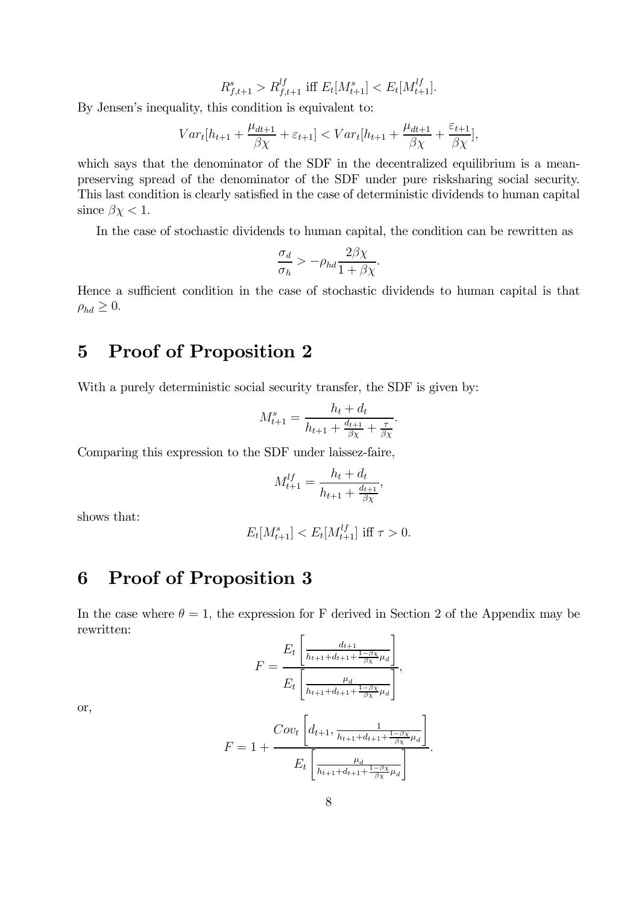$$R^s_{f,t+1} > R^{lf}_{f,t+1} \text{ iff } E_t[M^s_{t+1}] < E_t[M^{lf}_{t+1}].$$

By Jensen's inequality, this condition is equivalent to:

$$Var_t[h_{t+1} + \frac{\mu_{dt+1}}{\beta\chi} + \varepsilon_{t+1}] < Var_t[h_{t+1} + \frac{\mu_{dt+1}}{\beta\chi} + \frac{\varepsilon_{t+1}}{\beta\chi}],$$

which says that the denominator of the SDF in the decentralized equilibrium is a mean-preserving spread of the denominator of the SDF under pure risksharing social security. This last condition is clearly satisfied in the case of deterministic dividends to human capital since $\beta\chi < 1$.

In the case of stochastic dividends to human capital, the condition can be rewritten as

$$\frac{\sigma_d}{\sigma_h} > -\rho_{hd}\frac{2\beta\chi}{1+\beta\chi}.$$

Hence a sufficient condition in the case of stochastic dividends to human capital is that $\rho_{hd} \geq 0$.

# 5 Proof of Proposition 2

With a purely deterministic social security transfer, the SDF is given by:

$$M^s_{t+1} = \frac{h_t + d_t}{h_{t+1} + \frac{d_{t+1}}{\beta\chi} + \frac{\tau}{\beta\chi}}.$$

Comparing this expression to the SDF under laissez-faire,

$$M^{lf}_{t+1} = \frac{h_t + d_t}{h_{t+1} + \frac{d_{t+1}}{\beta\chi}},$$

shows that:

$$E_t[M^s_{t+1}] < E_t[M^{lf}_{t+1}] \text{ iff } \tau > 0.$$

# 6 Proof of Proposition 3

In the case where $\theta = 1$, the expression for F derived in Section 2 of the Appendix may be rewritten:

$$F = \frac{E_t\left[\frac{d_{t+1}}{h_{t+1}+d_{t+1}+\frac{1-\beta\chi}{\beta\chi}\mu_d}\right]}{E_t\left[\frac{\mu_d}{h_{t+1}+d_{t+1}+\frac{1-\beta\chi}{\beta\chi}\mu_d}\right]},$$

or,

$$F = 1 + \frac{Cov_t\left[d_{t+1}, \frac{1}{h_{t+1}+d_{t+1}+\frac{1-\beta\chi}{\beta\chi}\mu_d}\right]}{E_t\left[\frac{\mu_d}{h_{t+1}+d_{t+1}+\frac{1-\beta\chi}{\beta\chi}\mu_d}\right]}.$$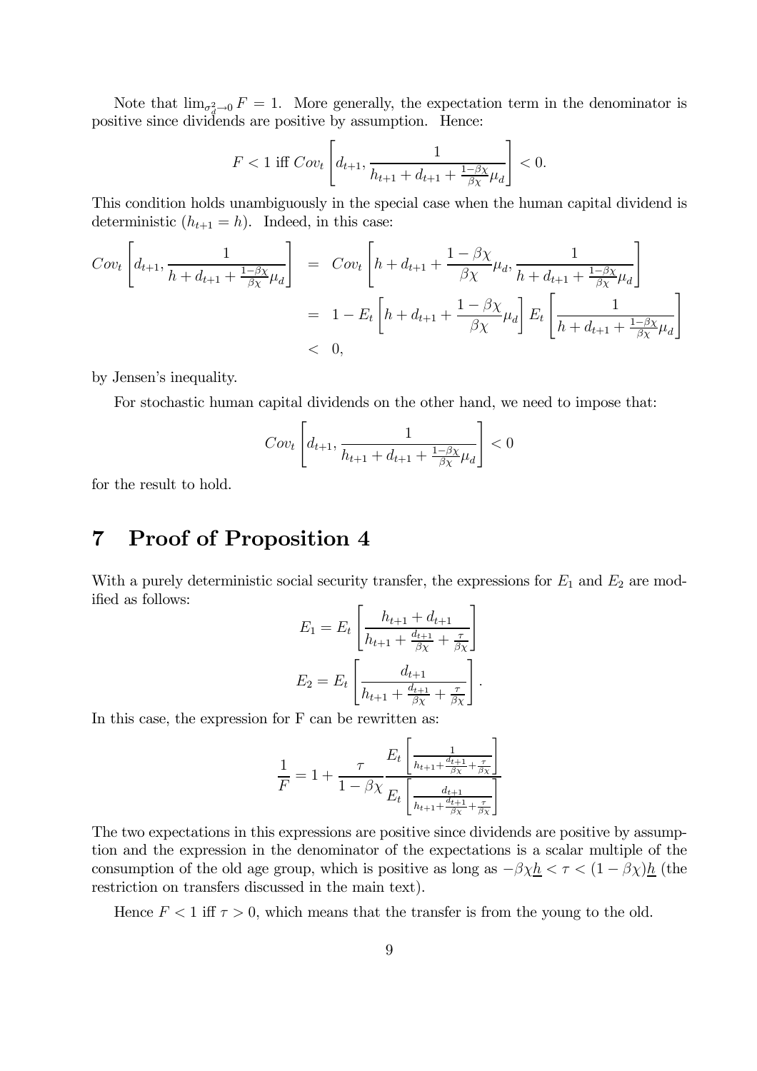Note that $\lim_{\sigma_d^2 \to 0} F = 1$. More generally, the expectation term in the denominator is positive since dividends are positive by assumption. Hence:

$$F < 1 \text{ iff } Cov_t \left[ d_{t+1}, \frac{1}{h_{t+1} + d_{t+1} + \frac{1-\beta\chi}{\beta\chi}\mu_d} \right] < 0.$$

This condition holds unambiguously in the special case when the human capital dividend is deterministic ($h_{t+1} = h$). Indeed, in this case:

$$\begin{aligned}
Cov_t \left[ d_{t+1}, \frac{1}{h + d_{t+1} + \frac{1-\beta\chi}{\beta\chi}\mu_d} \right] &= Cov_t \left[ h + d_{t+1} + \frac{1-\beta\chi}{\beta\chi}\mu_d, \frac{1}{h + d_{t+1} + \frac{1-\beta\chi}{\beta\chi}\mu_d} \right] \\
&= 1 - E_t \left[ h + d_{t+1} + \frac{1-\beta\chi}{\beta\chi}\mu_d \right] E_t \left[ \frac{1}{h + d_{t+1} + \frac{1-\beta\chi}{\beta\chi}\mu_d} \right] \\
&< 0,
\end{aligned}$$

by Jensen's inequality.

For stochastic human capital dividends on the other hand, we need to impose that:

$$Cov_t \left[ d_{t+1}, \frac{1}{h_{t+1} + d_{t+1} + \frac{1-\beta\chi}{\beta\chi}\mu_d} \right] < 0$$

for the result to hold.

# 7 Proof of Proposition 4

With a purely deterministic social security transfer, the expressions for $E_1$ and $E_2$ are modified as follows:

$$E_1 = E_t \left[ \frac{h_{t+1} + d_{t+1}}{h_{t+1} + \frac{d_{t+1}}{\beta\chi} + \frac{\tau}{\beta\chi}} \right]$$

$$E_2 = E_t \left[ \frac{d_{t+1}}{h_{t+1} + \frac{d_{t+1}}{\beta\chi} + \frac{\tau}{\beta\chi}} \right].$$

In this case, the expression for F can be rewritten as:

$$\frac{1}{F} = 1 + \frac{\tau}{1-\beta\chi} \frac{E_t \left[ \frac{1}{h_{t+1} + \frac{d_{t+1}}{\beta\chi} + \frac{\tau}{\beta\chi}} \right]}{E_t \left[ \frac{d_{t+1}}{h_{t+1} + \frac{d_{t+1}}{\beta\chi} + \frac{\tau}{\beta\chi}} \right]}$$

The two expectations in this expressions are positive since dividends are positive by assumption and the expression in the denominator of the expectations is a scalar multiple of the consumption of the old age group, which is positive as long as $-\beta\chi\underline{h} < \tau < (1-\beta\chi)\underline{h}$ (the restriction on transfers discussed in the main text).

Hence $F < 1$ iff $\tau > 0$, which means that the transfer is from the young to the old.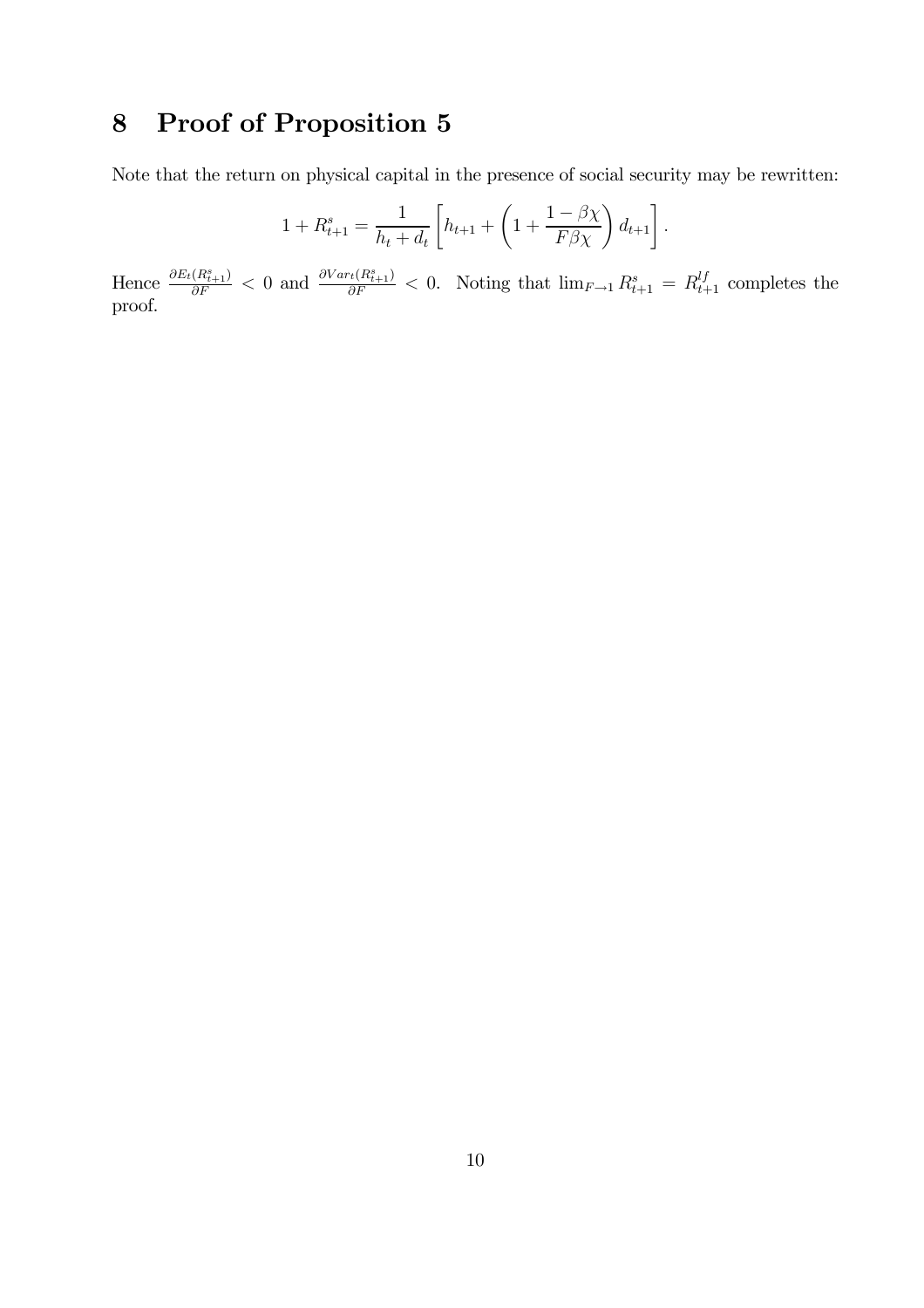# 8 Proof of Proposition 5

Note that the return on physical capital in the presence of social security may be rewritten:

$$1 + R^s_{t+1} = \frac{1}{h_t + d_t}\left[h_{t+1} + \left(1 + \frac{1 - \beta\chi}{F\beta\chi}\right)d_{t+1}\right].$$

Hence $\frac{\partial E_t(R^s_{t+1})}{\partial F} < 0$ and $\frac{\partial Var_t(R^s_{t+1})}{\partial F} < 0$. Noting that $\lim_{F\to 1} R^s_{t+1} = R^{lf}_{t+1}$ completes the proof.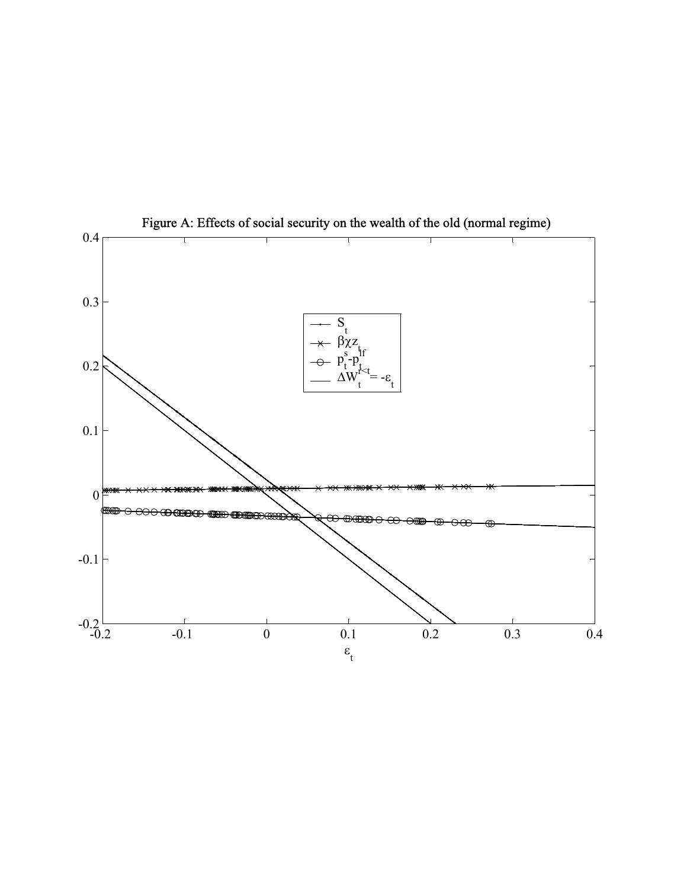Figure A: Effects of social security on the wealth of the old (normal regime)

| Legend |
|---|
| $S_t$ |
| $\beta\chi z_t$ |
| $p^s_t - p^{lf}_t$ |
| $\Delta W^{i<t}_t = -\varepsilon_t$ |

$\varepsilon_t$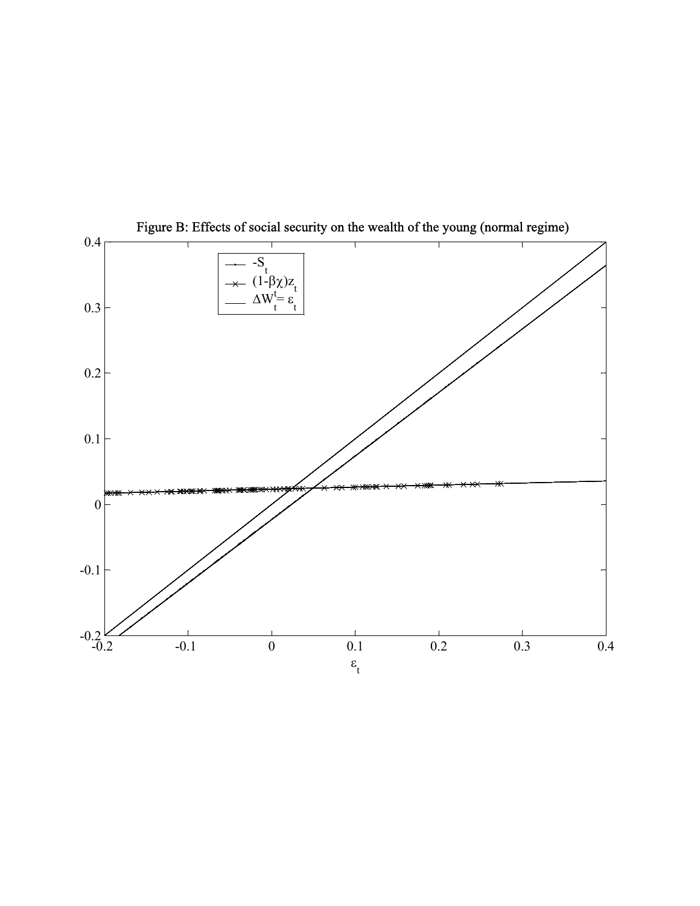Figure B: Effects of social security on the wealth of the young (normal regime)

Legend: $-S_t$; $(1-\beta\chi)z_t$; $\Delta W_t^t = \varepsilon_t$

Horizontal axis: $\varepsilon_t$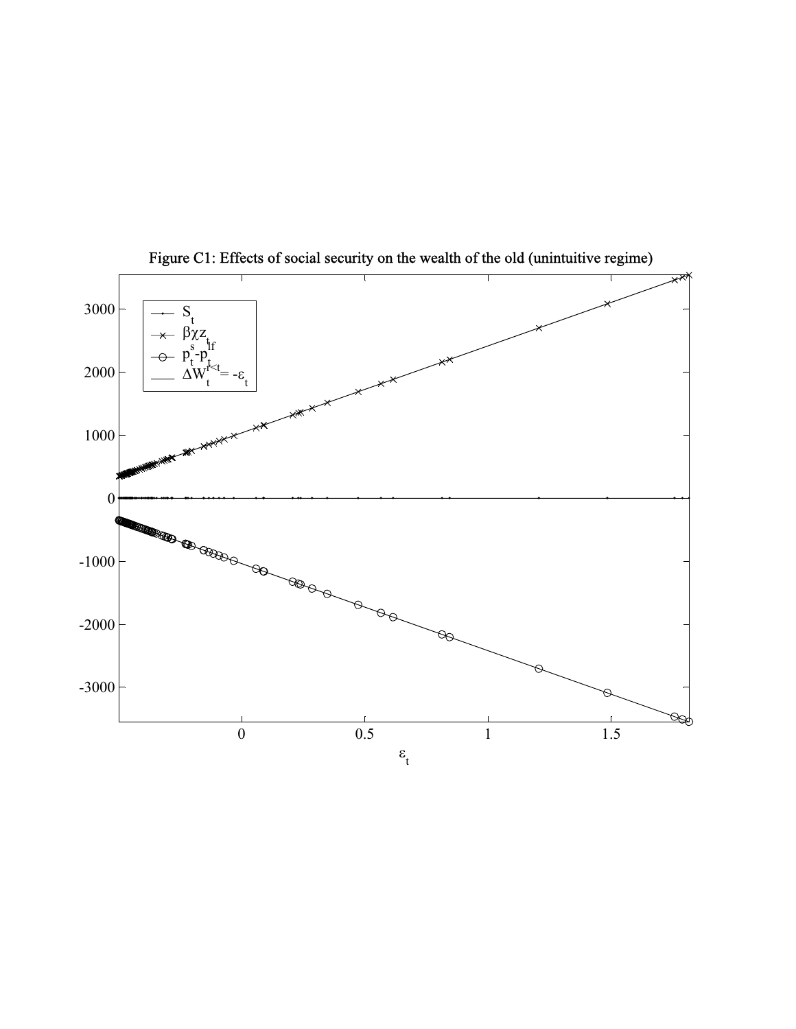Figure C1: Effects of social security on the wealth of the old (unintuitive regime)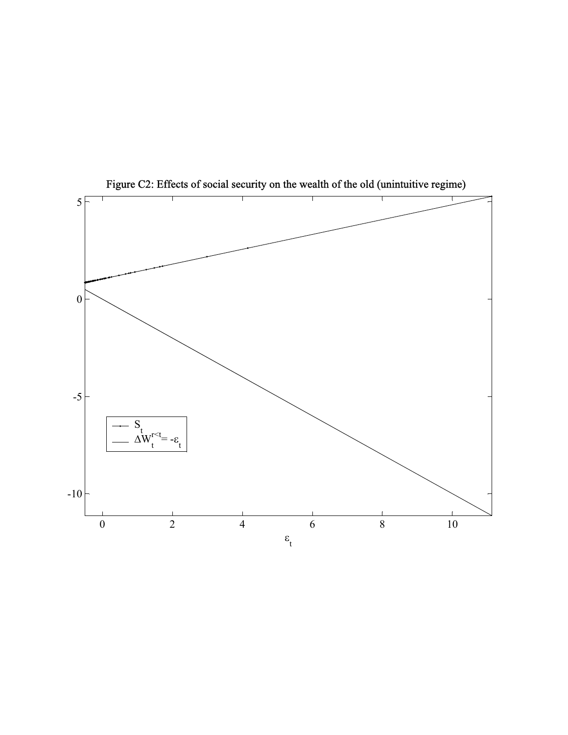Figure C2: Effects of social security on the wealth of the old (unintuitive regime)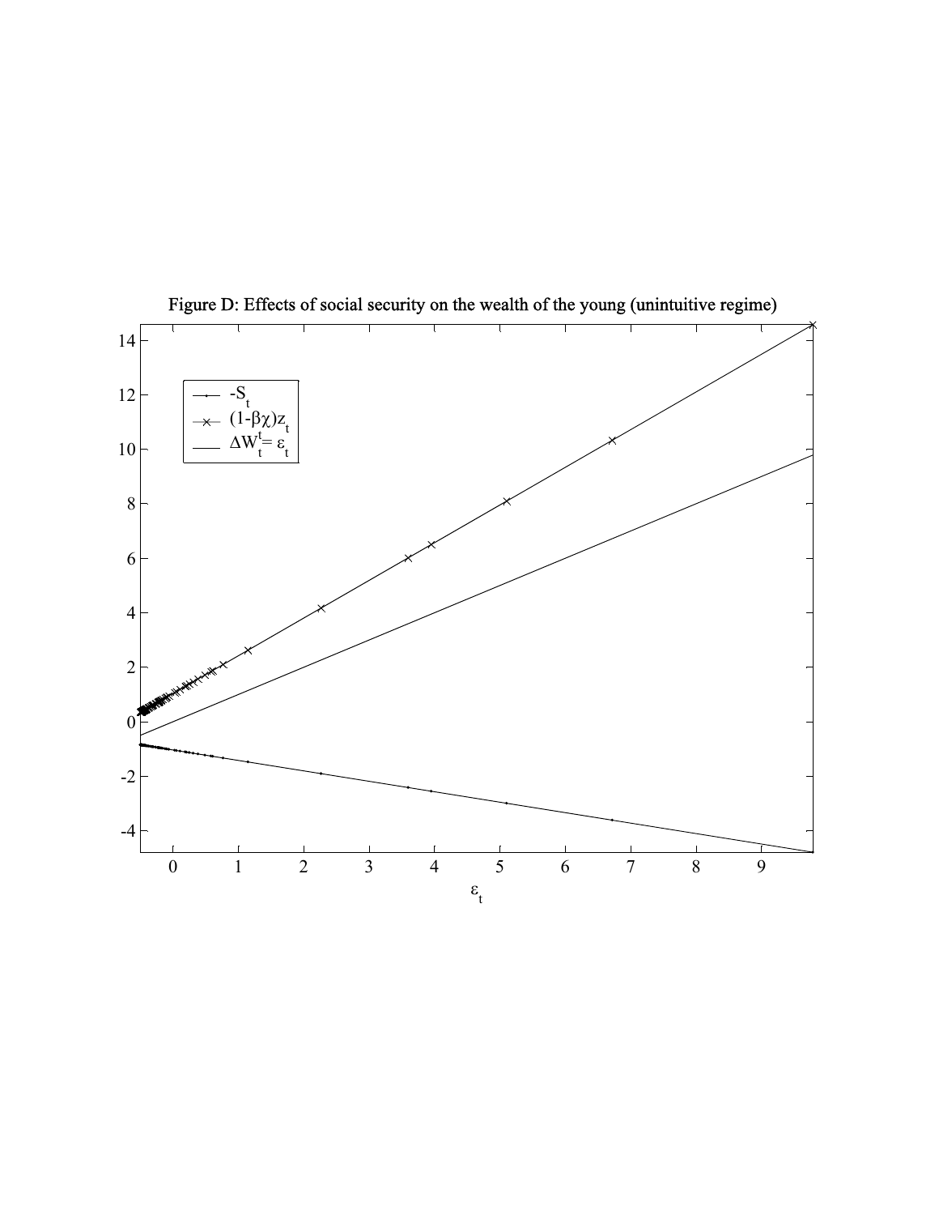Figure D: Effects of social security on the wealth of the young (unintuitive regime)

$-S_t$

$(1-\beta\chi)z_t$

$\Delta W_t^t = \varepsilon_t$

14
12
10
8
6
4
2
0
-2
-4

0 1 2 3 4 5 6 7 8 9

$\varepsilon_t$